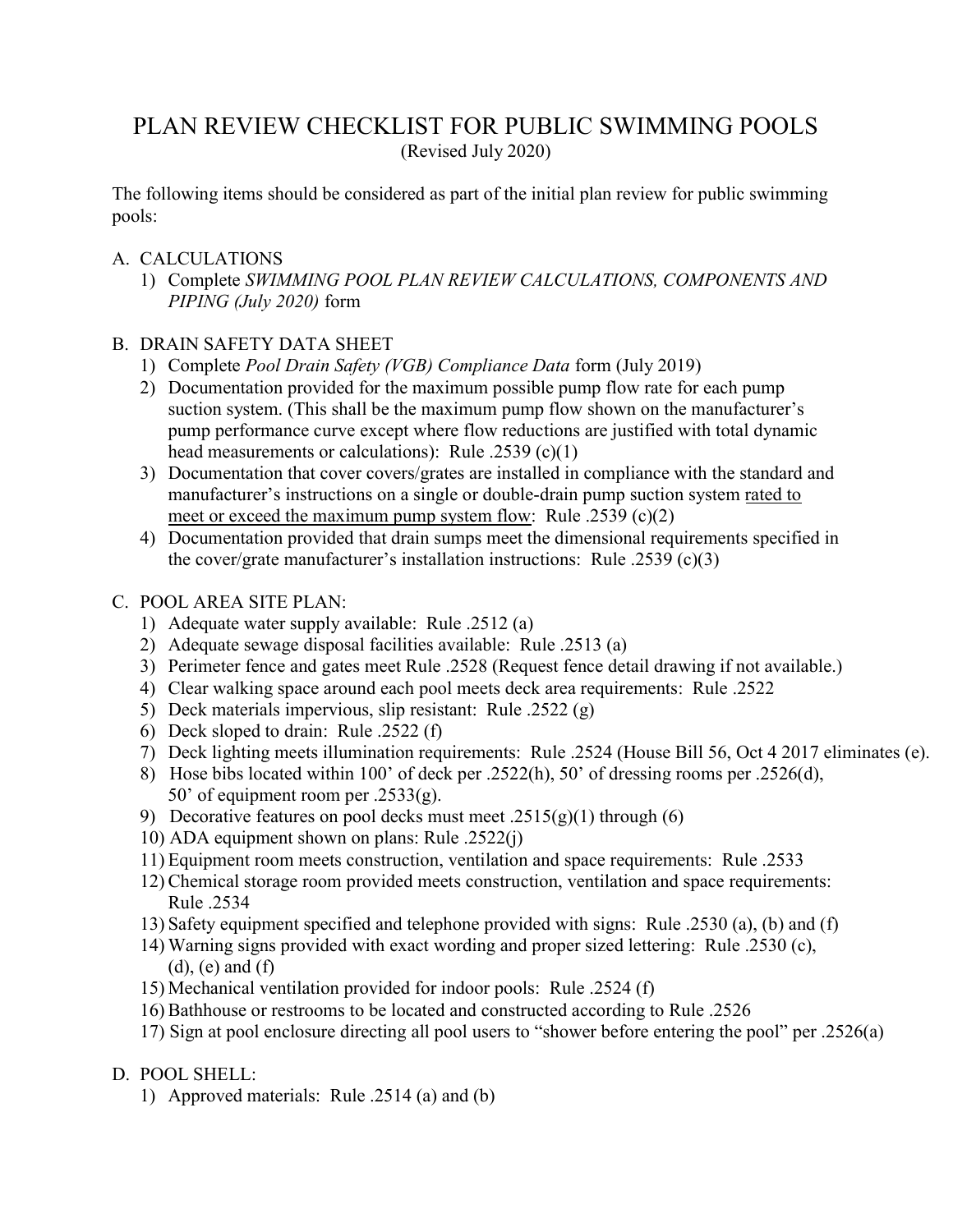# PLAN REVIEW CHECKLIST FOR PUBLIC SWIMMING POOLS

(Revised July 2020)

The following items should be considered as part of the initial plan review for public swimming pools:

A. CALCULATIONS
   1) Complete *SWIMMING POOL PLAN REVIEW CALCULATIONS, COMPONENTS AND PIPING (July 2020)* form

B. DRAIN SAFETY DATA SHEET
   1) Complete *Pool Drain Safety (VGB) Compliance Data* form (July 2019)
   2) Documentation provided for the maximum possible pump flow rate for each pump suction system. (This shall be the maximum pump flow shown on the manufacturer's pump performance curve except where flow reductions are justified with total dynamic head measurements or calculations): Rule .2539 (c)(1)
   3) Documentation that cover covers/grates are installed in compliance with the standard and manufacturer's instructions on a single or double-drain pump suction system rated to meet or exceed the maximum pump system flow: Rule .2539 (c)(2)
   4) Documentation provided that drain sumps meet the dimensional requirements specified in the cover/grate manufacturer's installation instructions: Rule .2539 (c)(3)

C. POOL AREA SITE PLAN:
   1) Adequate water supply available: Rule .2512 (a)
   2) Adequate sewage disposal facilities available: Rule .2513 (a)
   3) Perimeter fence and gates meet Rule .2528 (Request fence detail drawing if not available.)
   4) Clear walking space around each pool meets deck area requirements: Rule .2522
   5) Deck materials impervious, slip resistant: Rule .2522 (g)
   6) Deck sloped to drain: Rule .2522 (f)
   7) Deck lighting meets illumination requirements: Rule .2524 (House Bill 56, Oct 4 2017 eliminates (e).
   8) Hose bibs located within 100' of deck per .2522(h), 50' of dressing rooms per .2526(d), 50' of equipment room per .2533(g).
   9) Decorative features on pool decks must meet .2515(g)(1) through (6)
   10) ADA equipment shown on plans: Rule .2522(j)
   11) Equipment room meets construction, ventilation and space requirements: Rule .2533
   12) Chemical storage room provided meets construction, ventilation and space requirements: Rule .2534
   13) Safety equipment specified and telephone provided with signs: Rule .2530 (a), (b) and (f)
   14) Warning signs provided with exact wording and proper sized lettering: Rule .2530 (c), (d), (e) and (f)
   15) Mechanical ventilation provided for indoor pools: Rule .2524 (f)
   16) Bathhouse or restrooms to be located and constructed according to Rule .2526
   17) Sign at pool enclosure directing all pool users to "shower before entering the pool" per .2526(a)

D. POOL SHELL:
   1) Approved materials: Rule .2514 (a) and (b)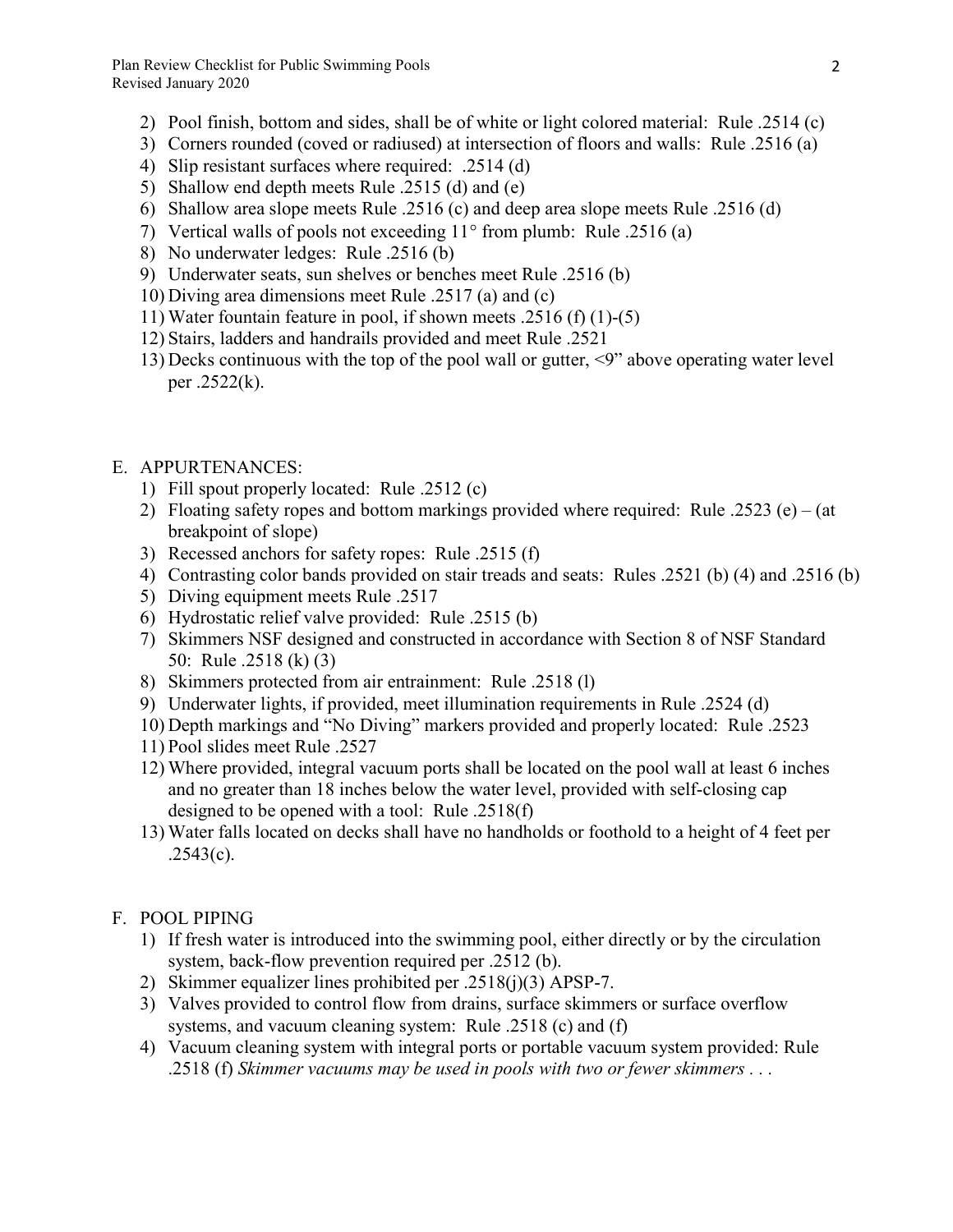2) Pool finish, bottom and sides, shall be of white or light colored material: Rule .2514 (c)
3) Corners rounded (coved or radiused) at intersection of floors and walls: Rule .2516 (a)
4) Slip resistant surfaces where required: .2514 (d)
5) Shallow end depth meets Rule .2515 (d) and (e)
6) Shallow area slope meets Rule .2516 (c) and deep area slope meets Rule .2516 (d)
7) Vertical walls of pools not exceeding 11° from plumb: Rule .2516 (a)
8) No underwater ledges: Rule .2516 (b)
9) Underwater seats, sun shelves or benches meet Rule .2516 (b)
10) Diving area dimensions meet Rule .2517 (a) and (c)
11) Water fountain feature in pool, if shown meets .2516 (f) (1)-(5)
12) Stairs, ladders and handrails provided and meet Rule .2521
13) Decks continuous with the top of the pool wall or gutter, <9" above operating water level per .2522(k).

E. APPURTENANCES:

1) Fill spout properly located: Rule .2512 (c)
2) Floating safety ropes and bottom markings provided where required: Rule .2523 (e) – (at breakpoint of slope)
3) Recessed anchors for safety ropes: Rule .2515 (f)
4) Contrasting color bands provided on stair treads and seats: Rules .2521 (b) (4) and .2516 (b)
5) Diving equipment meets Rule .2517
6) Hydrostatic relief valve provided: Rule .2515 (b)
7) Skimmers NSF designed and constructed in accordance with Section 8 of NSF Standard 50: Rule .2518 (k) (3)
8) Skimmers protected from air entrainment: Rule .2518 (l)
9) Underwater lights, if provided, meet illumination requirements in Rule .2524 (d)
10) Depth markings and "No Diving" markers provided and properly located: Rule .2523
11) Pool slides meet Rule .2527
12) Where provided, integral vacuum ports shall be located on the pool wall at least 6 inches and no greater than 18 inches below the water level, provided with self-closing cap designed to be opened with a tool: Rule .2518(f)
13) Water falls located on decks shall have no handholds or foothold to a height of 4 feet per .2543(c).

F. POOL PIPING

1) If fresh water is introduced into the swimming pool, either directly or by the circulation system, back-flow prevention required per .2512 (b).
2) Skimmer equalizer lines prohibited per .2518(j)(3) APSP-7.
3) Valves provided to control flow from drains, surface skimmers or surface overflow systems, and vacuum cleaning system: Rule .2518 (c) and (f)
4) Vacuum cleaning system with integral ports or portable vacuum system provided: Rule .2518 (f) *Skimmer vacuums may be used in pools with two or fewer skimmers . . .*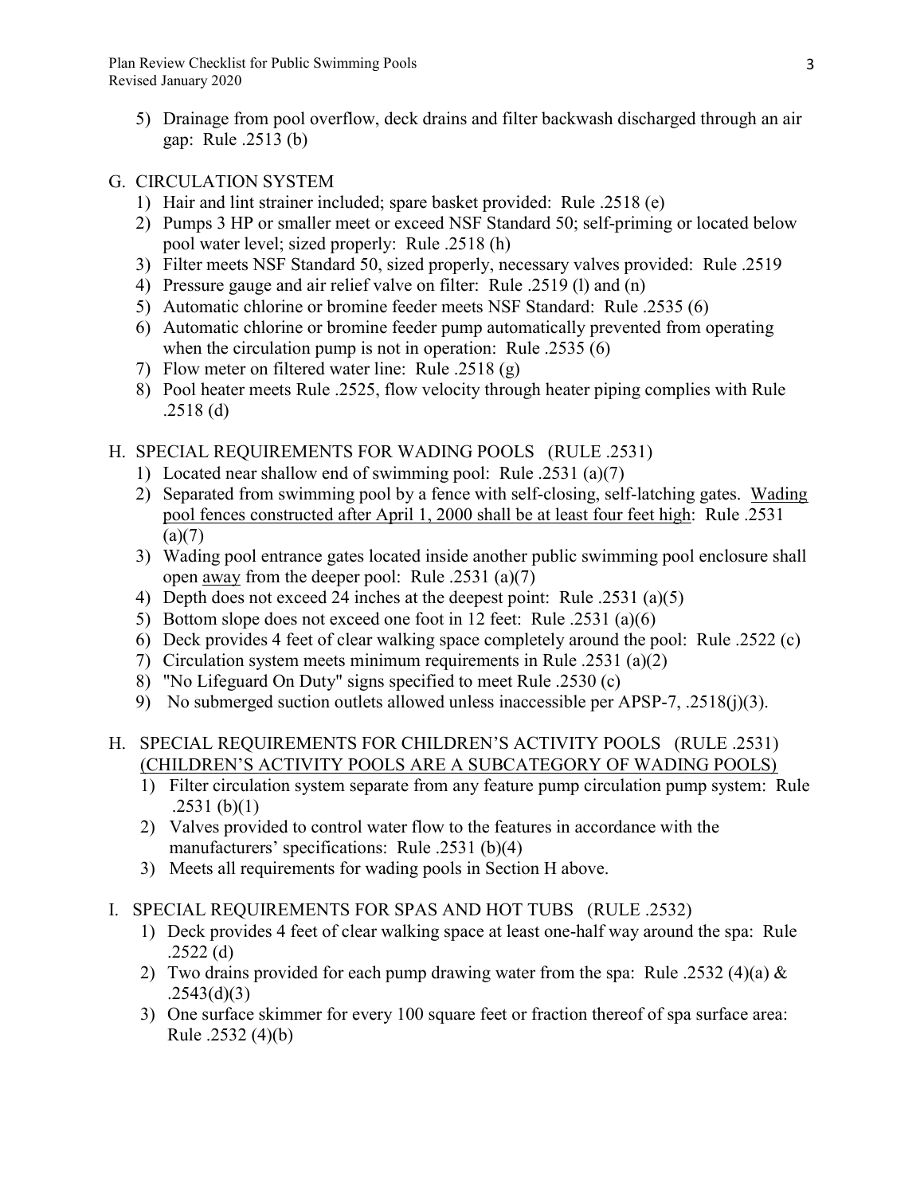5) Drainage from pool overflow, deck drains and filter backwash discharged through an air gap: Rule .2513 (b)

## G. CIRCULATION SYSTEM

1) Hair and lint strainer included; spare basket provided: Rule .2518 (e)
2) Pumps 3 HP or smaller meet or exceed NSF Standard 50; self-priming or located below pool water level; sized properly: Rule .2518 (h)
3) Filter meets NSF Standard 50, sized properly, necessary valves provided: Rule .2519
4) Pressure gauge and air relief valve on filter: Rule .2519 (l) and (n)
5) Automatic chlorine or bromine feeder meets NSF Standard: Rule .2535 (6)
6) Automatic chlorine or bromine feeder pump automatically prevented from operating when the circulation pump is not in operation: Rule .2535 (6)
7) Flow meter on filtered water line: Rule .2518 (g)
8) Pool heater meets Rule .2525, flow velocity through heater piping complies with Rule .2518 (d)

## H. SPECIAL REQUIREMENTS FOR WADING POOLS (RULE .2531)

1) Located near shallow end of swimming pool: Rule .2531 (a)(7)
2) Separated from swimming pool by a fence with self-closing, self-latching gates. <u>Wading pool fences constructed after April 1, 2000 shall be at least four feet high</u>: Rule .2531 (a)(7)
3) Wading pool entrance gates located inside another public swimming pool enclosure shall open <u>away</u> from the deeper pool: Rule .2531 (a)(7)
4) Depth does not exceed 24 inches at the deepest point: Rule .2531 (a)(5)
5) Bottom slope does not exceed one foot in 12 feet: Rule .2531 (a)(6)
6) Deck provides 4 feet of clear walking space completely around the pool: Rule .2522 (c)
7) Circulation system meets minimum requirements in Rule .2531 (a)(2)
8) "No Lifeguard On Duty" signs specified to meet Rule .2530 (c)
9) No submerged suction outlets allowed unless inaccessible per APSP-7, .2518(j)(3).

## H. SPECIAL REQUIREMENTS FOR CHILDREN'S ACTIVITY POOLS (RULE .2531) <u>(CHILDREN'S ACTIVITY POOLS ARE A SUBCATEGORY OF WADING POOLS)</u>

1) Filter circulation system separate from any feature pump circulation pump system: Rule .2531 (b)(1)
2) Valves provided to control water flow to the features in accordance with the manufacturers' specifications: Rule .2531 (b)(4)
3) Meets all requirements for wading pools in Section H above.

## I. SPECIAL REQUIREMENTS FOR SPAS AND HOT TUBS (RULE .2532)

1) Deck provides 4 feet of clear walking space at least one-half way around the spa: Rule .2522 (d)
2) Two drains provided for each pump drawing water from the spa: Rule .2532 (4)(a) & .2543(d)(3)
3) One surface skimmer for every 100 square feet or fraction thereof of spa surface area: Rule .2532 (4)(b)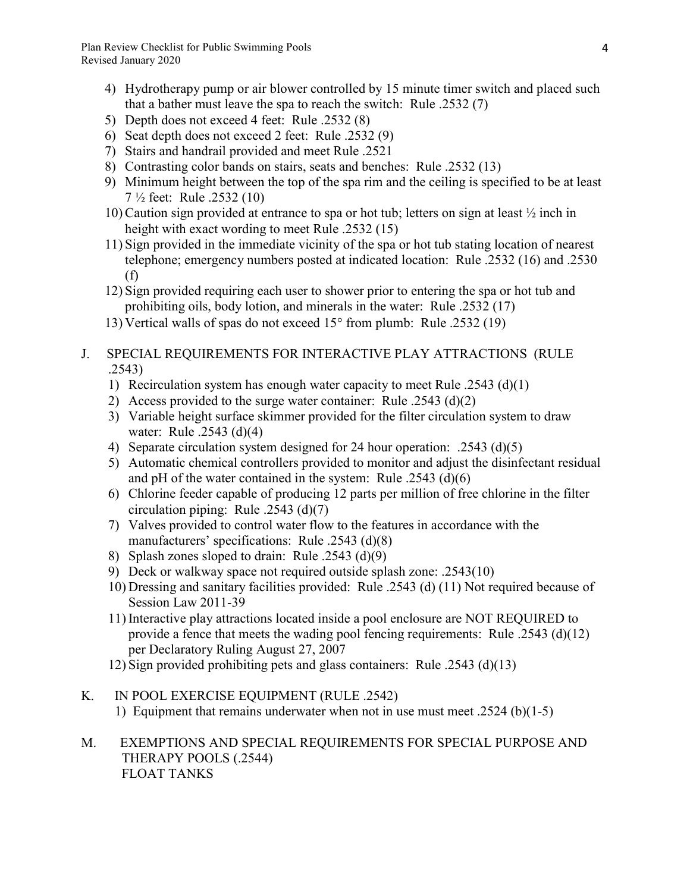4) Hydrotherapy pump or air blower controlled by 15 minute timer switch and placed such that a bather must leave the spa to reach the switch: Rule .2532 (7)
5) Depth does not exceed 4 feet: Rule .2532 (8)
6) Seat depth does not exceed 2 feet: Rule .2532 (9)
7) Stairs and handrail provided and meet Rule .2521
8) Contrasting color bands on stairs, seats and benches: Rule .2532 (13)
9) Minimum height between the top of the spa rim and the ceiling is specified to be at least 7 ½ feet: Rule .2532 (10)
10) Caution sign provided at entrance to spa or hot tub; letters on sign at least ½ inch in height with exact wording to meet Rule .2532 (15)
11) Sign provided in the immediate vicinity of the spa or hot tub stating location of nearest telephone; emergency numbers posted at indicated location: Rule .2532 (16) and .2530 (f)
12) Sign provided requiring each user to shower prior to entering the spa or hot tub and prohibiting oils, body lotion, and minerals in the water: Rule .2532 (17)
13) Vertical walls of spas do not exceed 15° from plumb: Rule .2532 (19)

## J. SPECIAL REQUIREMENTS FOR INTERACTIVE PLAY ATTRACTIONS (RULE .2543)

1) Recirculation system has enough water capacity to meet Rule .2543 (d)(1)
2) Access provided to the surge water container: Rule .2543 (d)(2)
3) Variable height surface skimmer provided for the filter circulation system to draw water: Rule .2543 (d)(4)
4) Separate circulation system designed for 24 hour operation: .2543 (d)(5)
5) Automatic chemical controllers provided to monitor and adjust the disinfectant residual and pH of the water contained in the system: Rule .2543 (d)(6)
6) Chlorine feeder capable of producing 12 parts per million of free chlorine in the filter circulation piping: Rule .2543 (d)(7)
7) Valves provided to control water flow to the features in accordance with the manufacturers' specifications: Rule .2543 (d)(8)
8) Splash zones sloped to drain: Rule .2543 (d)(9)
9) Deck or walkway space not required outside splash zone: .2543(10)
10) Dressing and sanitary facilities provided: Rule .2543 (d) (11) Not required because of Session Law 2011-39
11) Interactive play attractions located inside a pool enclosure are NOT REQUIRED to provide a fence that meets the wading pool fencing requirements: Rule .2543 (d)(12) per Declaratory Ruling August 27, 2007
12) Sign provided prohibiting pets and glass containers: Rule .2543 (d)(13)

## K. IN POOL EXERCISE EQUIPMENT (RULE .2542)

1) Equipment that remains underwater when not in use must meet .2524 (b)(1-5)

## M. EXEMPTIONS AND SPECIAL REQUIREMENTS FOR SPECIAL PURPOSE AND THERAPY POOLS (.2544)

FLOAT TANKS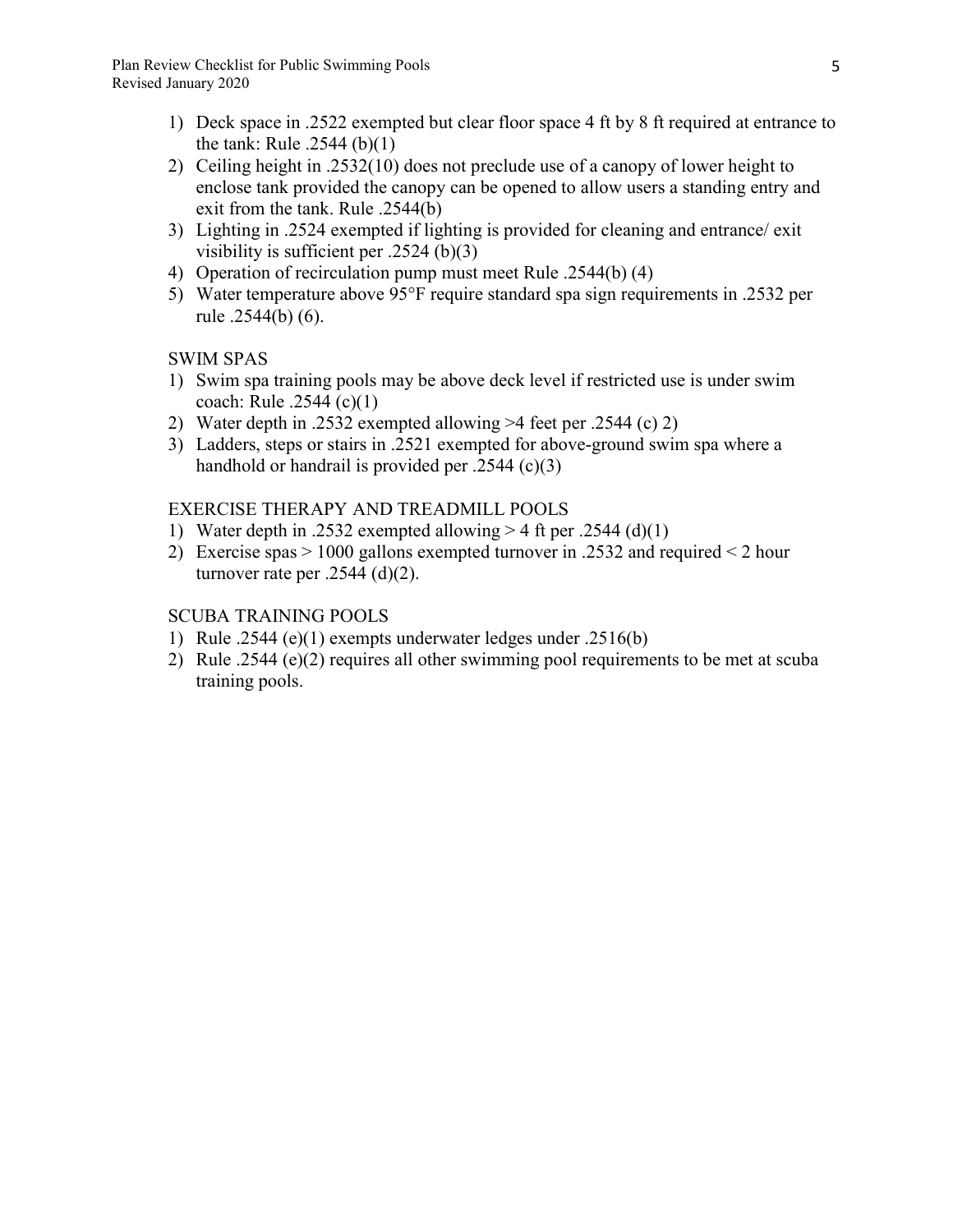1) Deck space in .2522 exempted but clear floor space 4 ft by 8 ft required at entrance to the tank: Rule .2544 (b)(1)
2) Ceiling height in .2532(10) does not preclude use of a canopy of lower height to enclose tank provided the canopy can be opened to allow users a standing entry and exit from the tank. Rule .2544(b)
3) Lighting in .2524 exempted if lighting is provided for cleaning and entrance/ exit visibility is sufficient per .2524 (b)(3)
4) Operation of recirculation pump must meet Rule .2544(b) (4)
5) Water temperature above 95°F require standard spa sign requirements in .2532 per rule .2544(b) (6).

SWIM SPAS

1) Swim spa training pools may be above deck level if restricted use is under swim coach: Rule .2544 (c)(1)
2) Water depth in .2532 exempted allowing >4 feet per .2544 (c) 2)
3) Ladders, steps or stairs in .2521 exempted for above-ground swim spa where a handhold or handrail is provided per .2544 (c)(3)

EXERCISE THERAPY AND TREADMILL POOLS

1) Water depth in .2532 exempted allowing > 4 ft per .2544 (d)(1)
2) Exercise spas > 1000 gallons exempted turnover in .2532 and required < 2 hour turnover rate per .2544 (d)(2).

SCUBA TRAINING POOLS

1) Rule .2544 (e)(1) exempts underwater ledges under .2516(b)
2) Rule .2544 (e)(2) requires all other swimming pool requirements to be met at scuba training pools.